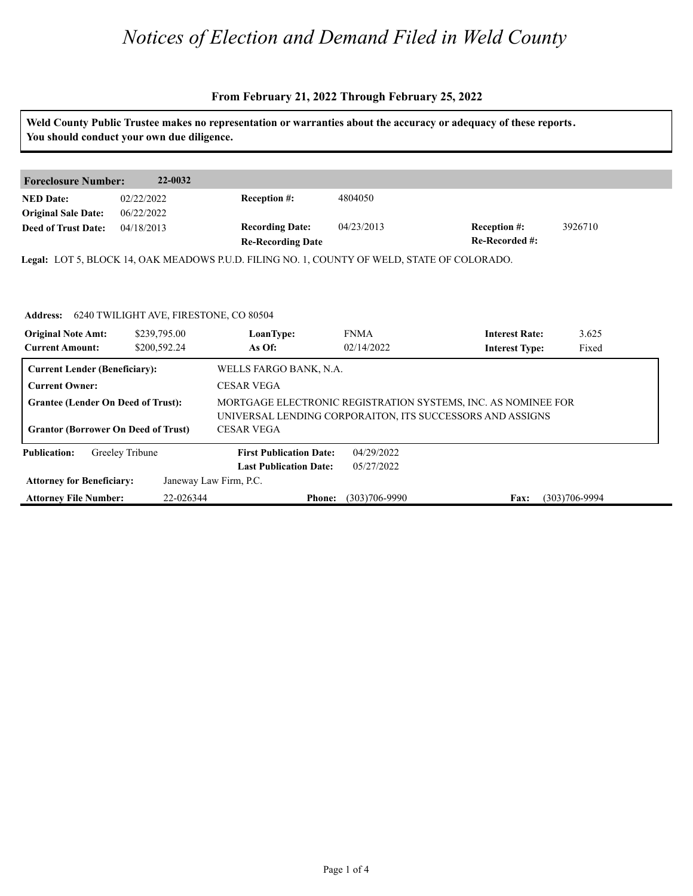# *Notices of Election and Demand Filed in Weld County*

**From February 21, 2022 Through February 25, 2022**

**Weld County Public Trustee makes no representation or warranties about the accuracy or adequacy of these reports. You should conduct your own due diligence.**

| **Foreclosure Number:** | **22-0032** | | | | |
|---|---|---|---|---|---|
| **NED Date:** | 02/22/2022 | **Reception #:** | 4804050 | | |
| **Original Sale Date:** | 06/22/2022 | | | | |
| **Deed of Trust Date:** | 04/18/2013 | **Recording Date:** | 04/23/2013 | **Reception #:** | 3926710 |
| | | **Re-Recording Date** | | **Re-Recorded #:** | |

**Legal:** LOT 5, BLOCK 14, OAK MEADOWS P.U.D. FILING NO. 1, COUNTY OF WELD, STATE OF COLORADO.

**Address:** 6240 TWILIGHT AVE, FIRESTONE, CO 80504

| **Original Note Amt:** | $239,795.00 | **LoanType:** | FNMA | **Interest Rate:** | 3.625 |
|---|---|---|---|---|---|
| **Current Amount:** | $200,592.24 | **As Of:** | 02/14/2022 | **Interest Type:** | Fixed |

| | |
|---|---|
| **Current Lender (Beneficiary):** | WELLS FARGO BANK, N.A. |
| **Current Owner:** | CESAR VEGA |
| **Grantee (Lender On Deed of Trust):** | MORTGAGE ELECTRONIC REGISTRATION SYSTEMS, INC. AS NOMINEE FOR UNIVERSAL LENDING CORPORAITON, ITS SUCCESSORS AND ASSIGNS |
| **Grantor (Borrower On Deed of Trust)** | CESAR VEGA |

| **Publication:** | Greeley Tribune | **First Publication Date:** | 04/29/2022 | | |
|---|---|---|---|---|---|
| | | **Last Publication Date:** | 05/27/2022 | | |
| **Attorney for Beneficiary:** | Janeway Law Firm, P.C. | | | | |
| **Attorney File Number:** | 22-026344 | **Phone:** | (303)706-9990 | **Fax:** | (303)706-9994 |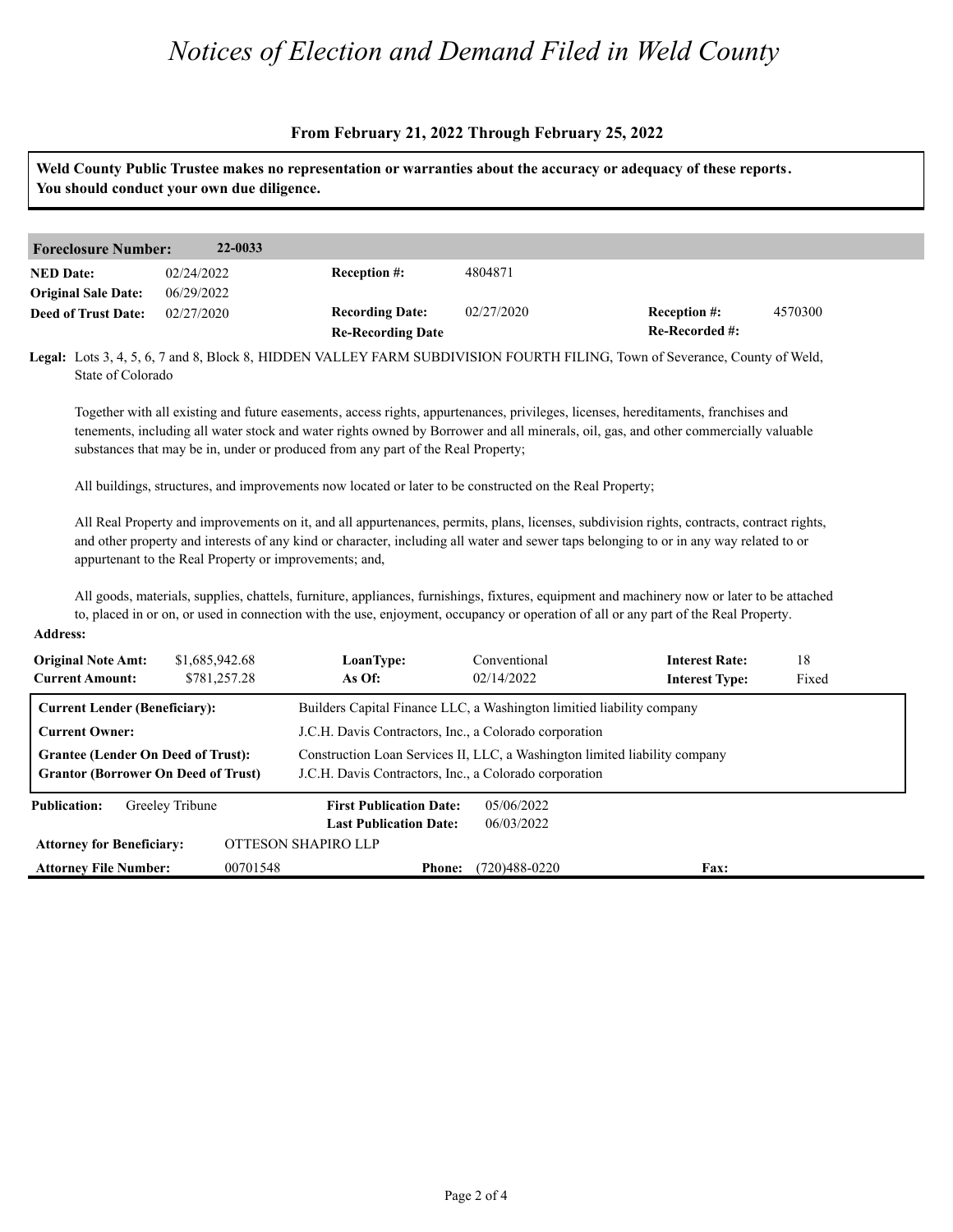# *Notices of Election and Demand Filed in Weld County*

**From February 21, 2022 Through February 25, 2022**

**Weld County Public Trustee makes no representation or warranties about the accuracy or adequacy of these reports. You should conduct your own due diligence.**

| **Foreclosure Number:** | **22-0033** | | | | |
|---|---|---|---|---|---|
| **NED Date:** | 02/24/2022 | **Reception #:** | 4804871 | | |
| **Original Sale Date:** | 06/29/2022 | | | | |
| **Deed of Trust Date:** | 02/27/2020 | **Recording Date:** | 02/27/2020 | **Reception #:** | 4570300 |
| | | **Re-Recording Date** | | **Re-Recorded #:** | |

**Legal:** Lots 3, 4, 5, 6, 7 and 8, Block 8, HIDDEN VALLEY FARM SUBDIVISION FOURTH FILING, Town of Severance, County of Weld, State of Colorado

Together with all existing and future easements, access rights, appurtenances, privileges, licenses, hereditaments, franchises and tenements, including all water stock and water rights owned by Borrower and all minerals, oil, gas, and other commercially valuable substances that may be in, under or produced from any part of the Real Property;

All buildings, structures, and improvements now located or later to be constructed on the Real Property;

All Real Property and improvements on it, and all appurtenances, permits, plans, licenses, subdivision rights, contracts, contract rights, and other property and interests of any kind or character, including all water and sewer taps belonging to or in any way related to or appurtenant to the Real Property or improvements; and,

All goods, materials, supplies, chattels, furniture, appliances, furnishings, fixtures, equipment and machinery now or later to be attached to, placed in or on, or used in connection with the use, enjoyment, occupancy or operation of all or any part of the Real Property.

**Address:**

| **Original Note Amt:** | $1,685,942.68 | **LoanType:** | Conventional | **Interest Rate:** | 18 |
|---|---|---|---|---|---|
| **Current Amount:** | $781,257.28 | **As Of:** | 02/14/2022 | **Interest Type:** | Fixed |

| | |
|---|---|
| **Current Lender (Beneficiary):** | Builders Capital Finance LLC, a Washington limitied liability company |
| **Current Owner:** | J.C.H. Davis Contractors, Inc., a Colorado corporation |
| **Grantee (Lender On Deed of Trust):** | Construction Loan Services II, LLC, a Washington limited liability company |
| **Grantor (Borrower On Deed of Trust)** | J.C.H. Davis Contractors, Inc., a Colorado corporation |

| **Publication:** | Greeley Tribune | **First Publication Date:** | 05/06/2022 | | |
|---|---|---|---|---|---|
| | | **Last Publication Date:** | 06/03/2022 | | |
| **Attorney for Beneficiary:** | OTTESON SHAPIRO LLP | | | | |
| **Attorney File Number:** | 00701548 | **Phone:** | (720)488-0220 | **Fax:** | |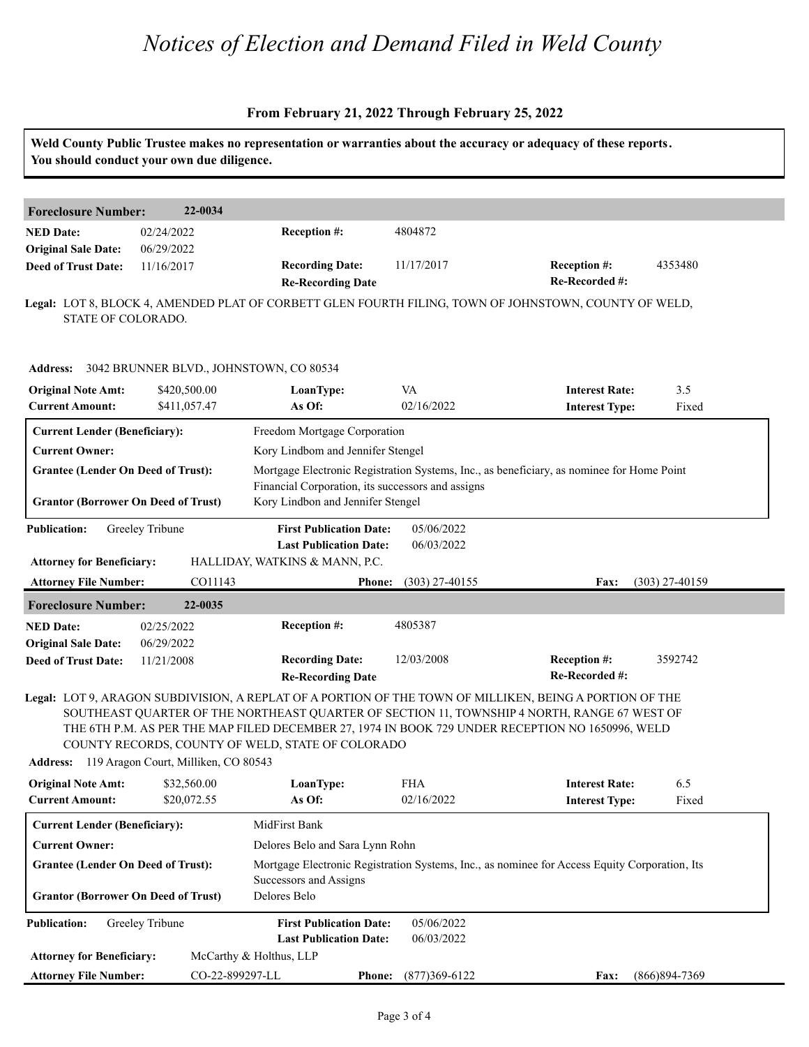# *Notices of Election and Demand Filed in Weld County*

**From February 21, 2022 Through February 25, 2022**

**Weld County Public Trustee makes no representation or warranties about the accuracy or adequacy of these reports. You should conduct your own due diligence.**

## Foreclosure Number: 22-0034

| | | | | | |
|---|---|---|---|---|---|
| **NED Date:** | 02/24/2022 | **Reception #:** | 4804872 | | |
| **Original Sale Date:** | 06/29/2022 | | | | |
| **Deed of Trust Date:** | 11/16/2017 | **Recording Date:** | 11/17/2017 | **Reception #:** | 4353480 |
| | | **Re-Recording Date** | | **Re-Recorded #:** | |

**Legal:** LOT 8, BLOCK 4, AMENDED PLAT OF CORBETT GLEN FOURTH FILING, TOWN OF JOHNSTOWN, COUNTY OF WELD, STATE OF COLORADO.

**Address:** 3042 BRUNNER BLVD., JOHNSTOWN, CO 80534

| | | | | | |
|---|---|---|---|---|---|
| **Original Note Amt:** | $420,500.00 | **LoanType:** | VA | **Interest Rate:** | 3.5 |
| **Current Amount:** | $411,057.47 | **As Of:** | 02/16/2022 | **Interest Type:** | Fixed |

| | |
|---|---|
| **Current Lender (Beneficiary):** | Freedom Mortgage Corporation |
| **Current Owner:** | Kory Lindbom and Jennifer Stengel |
| **Grantee (Lender On Deed of Trust):** | Mortgage Electronic Registration Systems, Inc., as beneficiary, as nominee for Home Point Financial Corporation, its successors and assigns |
| **Grantor (Borrower On Deed of Trust)** | Kory Lindbon and Jennifer Stengel |

| | | | |
|---|---|---|---|
| **Publication:** | Greeley Tribune | **First Publication Date:** | 05/06/2022 |
| | | **Last Publication Date:** | 06/03/2022 |

**Attorney for Beneficiary:** HALLIDAY, WATKINS & MANN, P.C.

| | | | | | |
|---|---|---|---|---|---|
| **Attorney File Number:** | CO11143 | **Phone:** | (303) 27-40155 | **Fax:** | (303) 27-40159 |

## Foreclosure Number: 22-0035

| | | | | | |
|---|---|---|---|---|---|
| **NED Date:** | 02/25/2022 | **Reception #:** | 4805387 | | |
| **Original Sale Date:** | 06/29/2022 | | | | |
| **Deed of Trust Date:** | 11/21/2008 | **Recording Date:** | 12/03/2008 | **Reception #:** | 3592742 |
| | | **Re-Recording Date** | | **Re-Recorded #:** | |

**Legal:** LOT 9, ARAGON SUBDIVISION, A REPLAT OF A PORTION OF THE TOWN OF MILLIKEN, BEING A PORTION OF THE SOUTHEAST QUARTER OF THE NORTHEAST QUARTER OF SECTION 11, TOWNSHIP 4 NORTH, RANGE 67 WEST OF THE 6TH P.M. AS PER THE MAP FILED DECEMBER 27, 1974 IN BOOK 729 UNDER RECEPTION NO 1650996, WELD COUNTY RECORDS, COUNTY OF WELD, STATE OF COLORADO

**Address:** 119 Aragon Court, Milliken, CO 80543

| | | | | | |
|---|---|---|---|---|---|
| **Original Note Amt:** | $32,560.00 | **LoanType:** | FHA | **Interest Rate:** | 6.5 |
| **Current Amount:** | $20,072.55 | **As Of:** | 02/16/2022 | **Interest Type:** | Fixed |

| | |
|---|---|
| **Current Lender (Beneficiary):** | MidFirst Bank |
| **Current Owner:** | Delores Belo and Sara Lynn Rohn |
| **Grantee (Lender On Deed of Trust):** | Mortgage Electronic Registration Systems, Inc., as nominee for Access Equity Corporation, Its Successors and Assigns |
| **Grantor (Borrower On Deed of Trust)** | Delores Belo |

| | | | |
|---|---|---|---|
| **Publication:** | Greeley Tribune | **First Publication Date:** | 05/06/2022 |
| | | **Last Publication Date:** | 06/03/2022 |

**Attorney for Beneficiary:** McCarthy & Holthus, LLP

| | | | | | |
|---|---|---|---|---|---|
| **Attorney File Number:** | CO-22-899297-LL | **Phone:** | (877)369-6122 | **Fax:** | (866)894-7369 |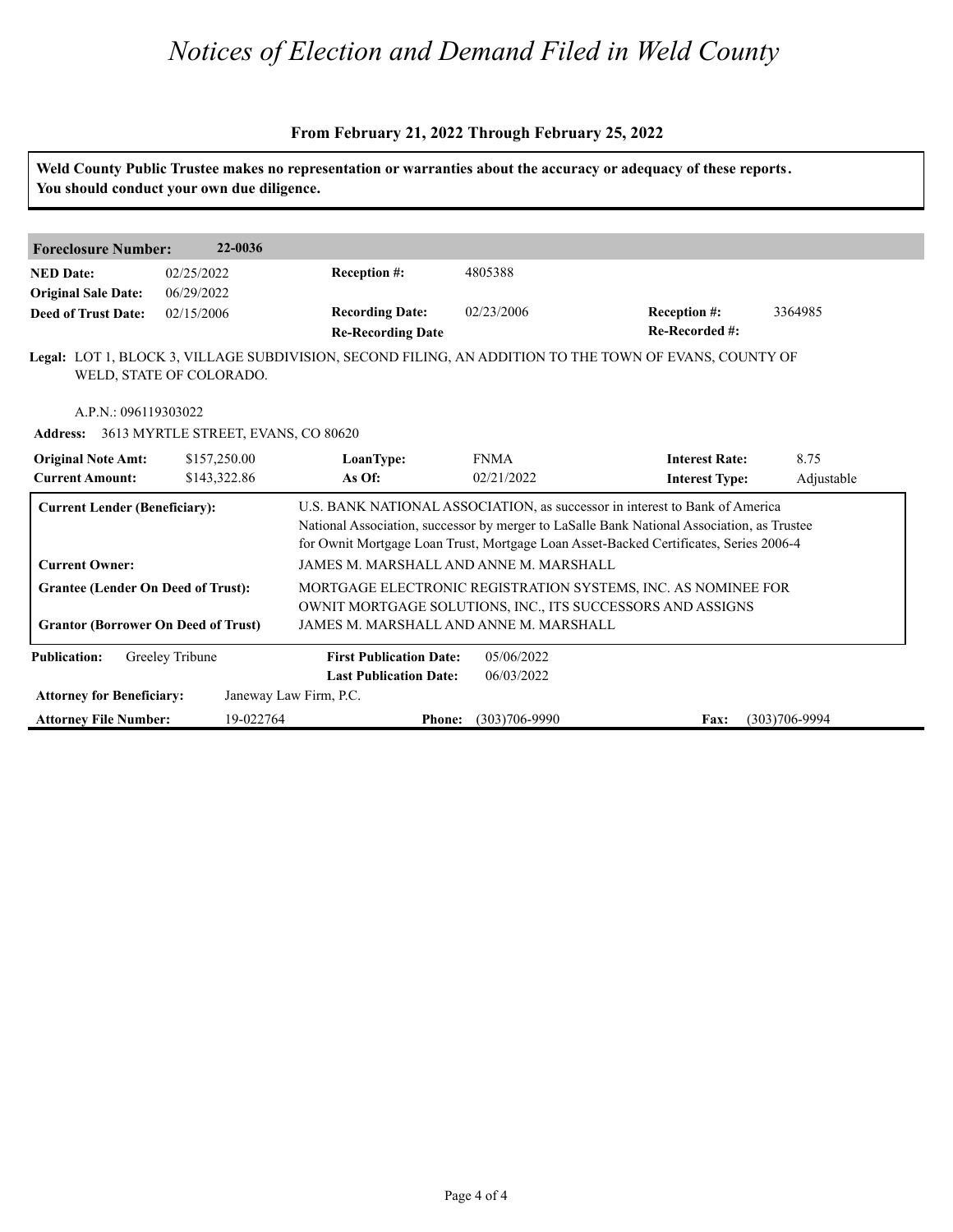# *Notices of Election and Demand Filed in Weld County*

**From February 21, 2022 Through February 25, 2022**

**Weld County Public Trustee makes no representation or warranties about the accuracy or adequacy of these reports. You should conduct your own due diligence.**

| **Foreclosure Number:** | **22-0036** | | | | |
|---|---|---|---|---|---|
| **NED Date:** | 02/25/2022 | **Reception #:** | 4805388 | | |
| **Original Sale Date:** | 06/29/2022 | | | | |
| **Deed of Trust Date:** | 02/15/2006 | **Recording Date:** | 02/23/2006 | **Reception #:** | 3364985 |
| | | **Re-Recording Date** | | **Re-Recorded #:** | |

**Legal:** LOT 1, BLOCK 3, VILLAGE SUBDIVISION, SECOND FILING, AN ADDITION TO THE TOWN OF EVANS, COUNTY OF WELD, STATE OF COLORADO.

A.P.N.: 096119303022

**Address:** 3613 MYRTLE STREET, EVANS, CO 80620

| | | | | | |
|---|---|---|---|---|---|
| **Original Note Amt:** | $157,250.00 | **LoanType:** | FNMA | **Interest Rate:** | 8.75 |
| **Current Amount:** | $143,322.86 | **As Of:** | 02/21/2022 | **Interest Type:** | Adjustable |

| | |
|---|---|
| **Current Lender (Beneficiary):** | U.S. BANK NATIONAL ASSOCIATION, as successor in interest to Bank of America National Association, successor by merger to LaSalle Bank National Association, as Trustee for Ownit Mortgage Loan Trust, Mortgage Loan Asset-Backed Certificates, Series 2006-4 |
| **Current Owner:** | JAMES M. MARSHALL AND ANNE M. MARSHALL |
| **Grantee (Lender On Deed of Trust):** | MORTGAGE ELECTRONIC REGISTRATION SYSTEMS, INC. AS NOMINEE FOR OWNIT MORTGAGE SOLUTIONS, INC., ITS SUCCESSORS AND ASSIGNS |
| **Grantor (Borrower On Deed of Trust)** | JAMES M. MARSHALL AND ANNE M. MARSHALL |

| | | | | | |
|---|---|---|---|---|---|
| **Publication:** | Greeley Tribune | **First Publication Date:** | 05/06/2022 | | |
| | | **Last Publication Date:** | 06/03/2022 | | |
| **Attorney for Beneficiary:** | Janeway Law Firm, P.C. | | | | |
| **Attorney File Number:** | 19-022764 | **Phone:** | (303)706-9990 | **Fax:** | (303)706-9994 |